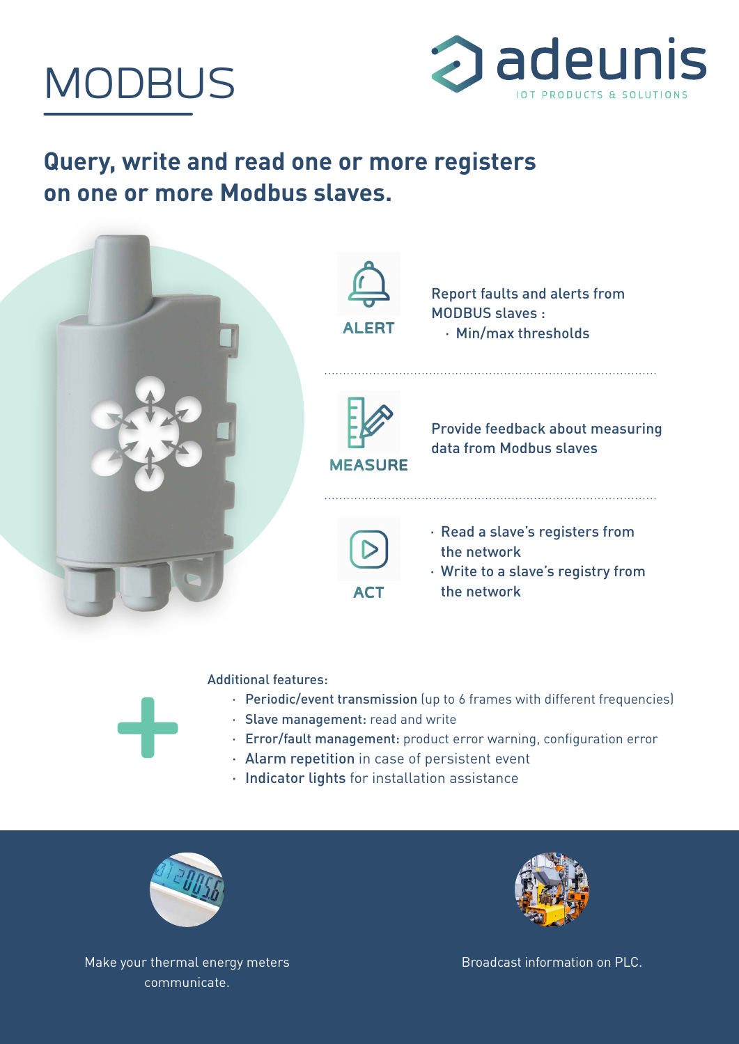# MODBUS

adeunis
IOT PRODUCTS & SOLUTIONS

## Query, write and read one or more registers on one or more Modbus slaves.

**ALERT**

Report faults and alerts from MODBUS slaves :
- Min/max thresholds

**MEASURE**

Provide feedback about measuring data from Modbus slaves

**ACT**

- Read a slave's registers from the network
- Write to a slave's registry from the network

Additional features:

- **Periodic/event transmission** (up to 6 frames with different frequencies)
- **Slave management:** read and write
- **Error/fault management:** product error warning, configuration error
- **Alarm repetition** in case of persistent event
- **Indicator lights** for installation assistance

Make your thermal energy meters communicate.

Broadcast information on PLC.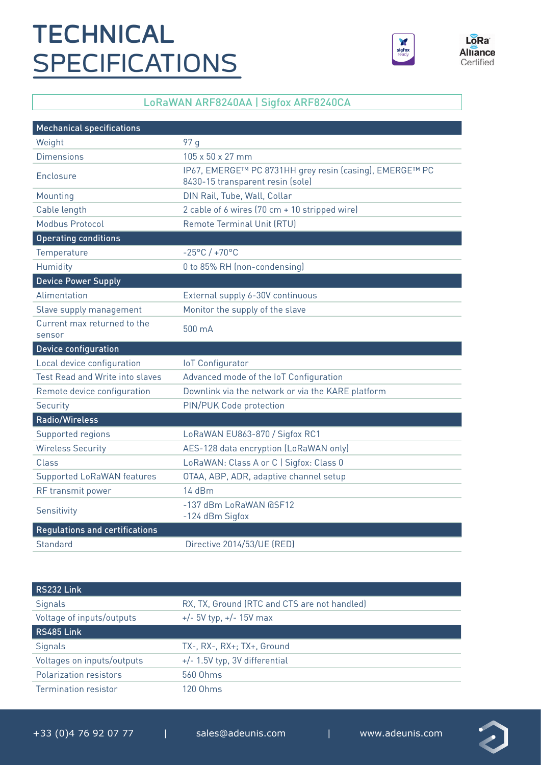# TECHNICAL SPECIFICATIONS

LoRa Alliance Certified

## LoRaWAN ARF8240AA | Sigfox ARF8240CA

| | |
|---|---|
| **Mechanical specifications** | |
| Weight | 97 g |
| Dimensions | 105 x 50 x 27 mm |
| Enclosure | IP67, EMERGE™ PC 8731HH grey resin (casing), EMERGE™ PC 8430-15 transparent resin (sole) |
| Mounting | DIN Rail, Tube, Wall, Collar |
| Cable length | 2 cable of 6 wires (70 cm + 10 stripped wire) |
| Modbus Protocol | Remote Terminal Unit (RTU) |
| **Operating conditions** | |
| Temperature | -25°C / +70°C |
| Humidity | 0 to 85% RH (non-condensing) |
| **Device Power Supply** | |
| Alimentation | External supply 6-30V continuous |
| Slave supply management | Monitor the supply of the slave |
| Current max returned to the sensor | 500 mA |
| **Device configuration** | |
| Local device configuration | IoT Configurator |
| Test Read and Write into slaves | Advanced mode of the IoT Configuration |
| Remote device configuration | Downlink via the network or via the KARE platform |
| Security | PIN/PUK Code protection |
| **Radio/Wireless** | |
| Supported regions | LoRaWAN EU863-870 / Sigfox RC1 |
| Wireless Security | AES-128 data encryption (LoRaWAN only) |
| Class | LoRaWAN: Class A or C \| Sigfox: Class 0 |
| Supported LoRaWAN features | OTAA, ABP, ADR, adaptive channel setup |
| RF transmit power | 14 dBm |
| Sensitivity | -137 dBm LoRaWAN @SF12<br>-124 dBm Sigfox |
| **Regulations and certifications** | |
| Standard | Directive 2014/53/UE (RED) |

| | |
|---|---|
| **RS232 Link** | |
| Signals | RX, TX, Ground (RTC and CTS are not handled) |
| Voltage of inputs/outputs | +/- 5V typ, +/- 15V max |
| **RS485 Link** | |
| Signals | TX-, RX-, RX+; TX+, Ground |
| Voltages on inputs/outputs | +/- 1.5V typ, 3V differential |
| Polarization resistors | 560 Ohms |
| Termination resistor | 120 Ohms |

+33 (0)4 76 92 07 77 | sales@adeunis.com | www.adeunis.com